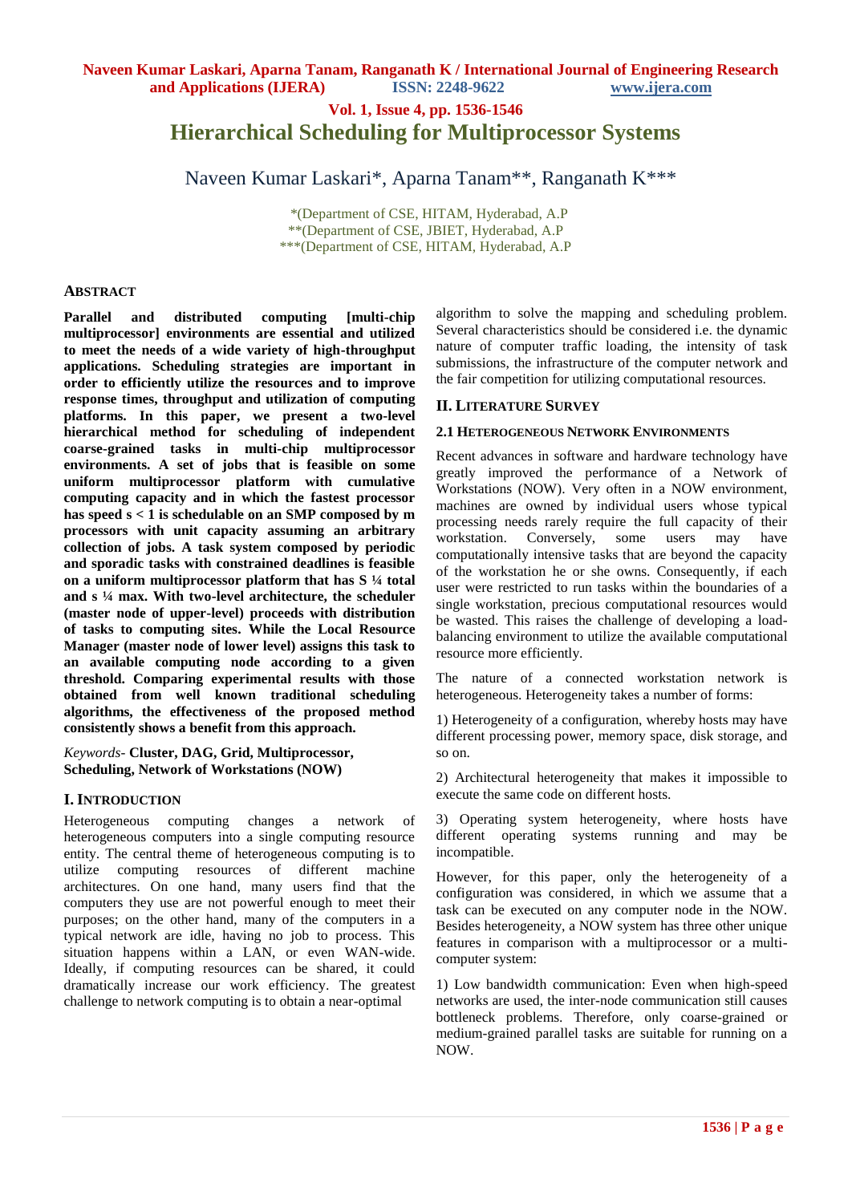# Hierarchical Scheduling for Multiprocessor Systems

Naveen Kumar Laskari*, Aparna Tanam**, Ranganath K***

*(Department of CSE, HITAM, Hyderabad, A.P
**(Department of CSE, JBIET, Hyderabad, A.P
***(Department of CSE, HITAM, Hyderabad, A.P

## ABSTRACT

**Parallel and distributed computing [multi-chip multiprocessor] environments are essential and utilized to meet the needs of a wide variety of high-throughput applications. Scheduling strategies are important in order to efficiently utilize the resources and to improve response times, throughput and utilization of computing platforms. In this paper, we present a two-level hierarchical method for scheduling of independent coarse-grained tasks in multi-chip multiprocessor environments. A set of jobs that is feasible on some uniform multiprocessor platform with cumulative computing capacity and in which the fastest processor has speed s < 1 is schedulable on an SMP composed by m processors with unit capacity assuming an arbitrary collection of jobs. A task system composed by periodic and sporadic tasks with constrained deadlines is feasible on a uniform multiprocessor platform that has S ¼ total and s ¼ max. With two-level architecture, the scheduler (master node of upper-level) proceeds with distribution of tasks to computing sites. While the Local Resource Manager (master node of lower level) assigns this task to an available computing node according to a given threshold. Comparing experimental results with those obtained from well known traditional scheduling algorithms, the effectiveness of the proposed method consistently shows a benefit from this approach.**

*Keywords-* **Cluster, DAG, Grid, Multiprocessor, Scheduling, Network of Workstations (NOW)**

## I. INTRODUCTION

Heterogeneous computing changes a network of heterogeneous computers into a single computing resource entity. The central theme of heterogeneous computing is to utilize computing resources of different machine architectures. On one hand, many users find that the computers they use are not powerful enough to meet their purposes; on the other hand, many of the computers in a typical network are idle, having no job to process. This situation happens within a LAN, or even WAN-wide. Ideally, if computing resources can be shared, it could dramatically increase our work efficiency. The greatest challenge to network computing is to obtain a near-optimal algorithm to solve the mapping and scheduling problem. Several characteristics should be considered i.e. the dynamic nature of computer traffic loading, the intensity of task submissions, the infrastructure of the computer network and the fair competition for utilizing computational resources.

## II. LITERATURE SURVEY

### 2.1 HETEROGENEOUS NETWORK ENVIRONMENTS

Recent advances in software and hardware technology have greatly improved the performance of a Network of Workstations (NOW). Very often in a NOW environment, machines are owned by individual users whose typical processing needs rarely require the full capacity of their workstation. Conversely, some users may have computationally intensive tasks that are beyond the capacity of the workstation he or she owns. Consequently, if each user were restricted to run tasks within the boundaries of a single workstation, precious computational resources would be wasted. This raises the challenge of developing a load-balancing environment to utilize the available computational resource more efficiently.

The nature of a connected workstation network is heterogeneous. Heterogeneity takes a number of forms:

1) Heterogeneity of a configuration, whereby hosts may have different processing power, memory space, disk storage, and so on.

2) Architectural heterogeneity that makes it impossible to execute the same code on different hosts.

3) Operating system heterogeneity, where hosts have different operating systems running and may be incompatible.

However, for this paper, only the heterogeneity of a configuration was considered, in which we assume that a task can be executed on any computer node in the NOW. Besides heterogeneity, a NOW system has three other unique features in comparison with a multiprocessor or a multi-computer system:

1) Low bandwidth communication: Even when high-speed networks are used, the inter-node communication still causes bottleneck problems. Therefore, only coarse-grained or medium-grained parallel tasks are suitable for running on a NOW.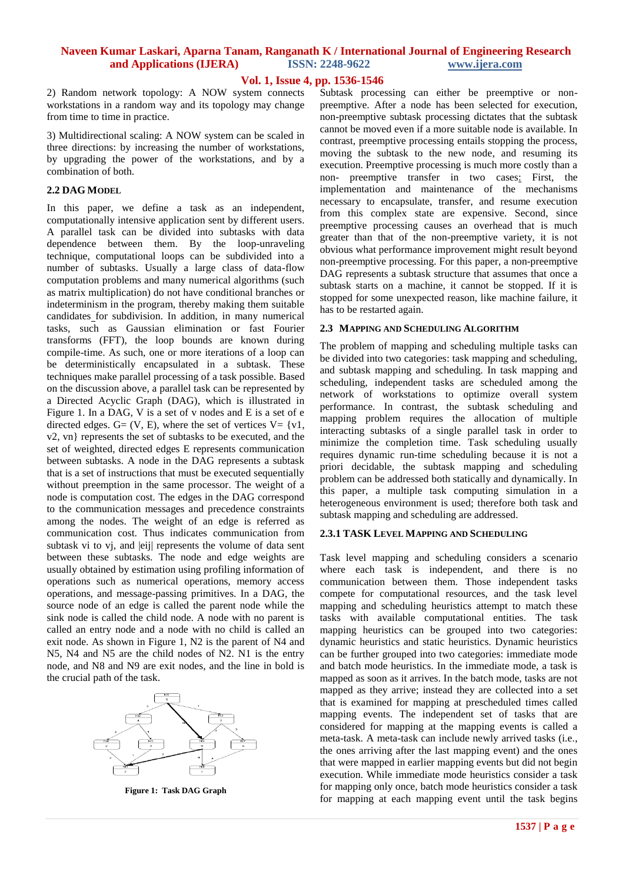2) Random network topology: A NOW system connects workstations in a random way and its topology may change from time to time in practice.

3) Multidirectional scaling: A NOW system can be scaled in three directions: by increasing the number of workstations, by upgrading the power of the workstations, and by a combination of both.

### 2.2 DAG MODEL

In this paper, we define a task as an independent, computationally intensive application sent by different users. A parallel task can be divided into subtasks with data dependence between them. By the loop-unraveling technique, computational loops can be subdivided into a number of subtasks. Usually a large class of data-flow computation problems and many numerical algorithms (such as matrix multiplication) do not have conditional branches or indeterminism in the program, thereby making them suitable candidates for subdivision. In addition, in many numerical tasks, such as Gaussian elimination or fast Fourier transforms (FFT), the loop bounds are known during compile-time. As such, one or more iterations of a loop can be deterministically encapsulated in a subtask. These techniques make parallel processing of a task possible. Based on the discussion above, a parallel task can be represented by a Directed Acyclic Graph (DAG), which is illustrated in Figure 1. In a DAG, V is a set of v nodes and E is a set of e directed edges. G= (V, E), where the set of vertices V= {v1, v2, vn} represents the set of subtasks to be executed, and the set of weighted, directed edges E represents communication between subtasks. A node in the DAG represents a subtask that is a set of instructions that must be executed sequentially without preemption in the same processor. The weight of a node is computation cost. The edges in the DAG correspond to the communication messages and precedence constraints among the nodes. The weight of an edge is referred as communication cost. Thus indicates communication from subtask vi to vj, and |eij| represents the volume of data sent between these subtasks. The node and edge weights are usually obtained by estimation using profiling information of operations such as numerical operations, memory access operations, and message-passing primitives. In a DAG, the source node of an edge is called the parent node while the sink node is called the child node. A node with no parent is called an entry node and a node with no child is called an exit node. As shown in Figure 1, N2 is the parent of N4 and N5, N4 and N5 are the child nodes of N2. N1 is the entry node, and N8 and N9 are exit nodes, and the line in bold is the crucial path of the task.

**Figure 1: Task DAG Graph**

Subtask processing can either be preemptive or non-preemptive. After a node has been selected for execution, non-preemptive subtask processing dictates that the subtask cannot be moved even if a more suitable node is available. In contrast, preemptive processing entails stopping the process, moving the subtask to the new node, and resuming its execution. Preemptive processing is much more costly than a non- preemptive transfer in two cases: First, the implementation and maintenance of the mechanisms necessary to encapsulate, transfer, and resume execution from this complex state are expensive. Second, since preemptive processing causes an overhead that is much greater than that of the non-preemptive variety, it is not obvious what performance improvement might result beyond non-preemptive processing. For this paper, a non-preemptive DAG represents a subtask structure that assumes that once a subtask starts on a machine, it cannot be stopped. If it is stopped for some unexpected reason, like machine failure, it has to be restarted again.

### 2.3 MAPPING AND SCHEDULING ALGORITHM

The problem of mapping and scheduling multiple tasks can be divided into two categories: task mapping and scheduling, and subtask mapping and scheduling. In task mapping and scheduling, independent tasks are scheduled among the network of workstations to optimize overall system performance. In contrast, the subtask scheduling and mapping problem requires the allocation of multiple interacting subtasks of a single parallel task in order to minimize the completion time. Task scheduling usually requires dynamic run-time scheduling because it is not a priori decidable, the subtask mapping and scheduling problem can be addressed both statically and dynamically. In this paper, a multiple task computing simulation in a heterogeneous environment is used; therefore both task and subtask mapping and scheduling are addressed.

#### 2.3.1 TASK LEVEL MAPPING AND SCHEDULING

Task level mapping and scheduling considers a scenario where each task is independent, and there is no communication between them. Those independent tasks compete for computational resources, and the task level mapping and scheduling heuristics attempt to match these tasks with available computational entities. The task mapping heuristics can be grouped into two categories: dynamic heuristics and static heuristics. Dynamic heuristics can be further grouped into two categories: immediate mode and batch mode heuristics. In the immediate mode, a task is mapped as soon as it arrives. In the batch mode, tasks are not mapped as they arrive; instead they are collected into a set that is examined for mapping at prescheduled times called mapping events. The independent set of tasks that are considered for mapping at the mapping events is called a meta-task. A meta-task can include newly arrived tasks (i.e., the ones arriving after the last mapping event) and the ones that were mapped in earlier mapping events but did not begin execution. While immediate mode heuristics consider a task for mapping only once, batch mode heuristics consider a task for mapping at each mapping event until the task begins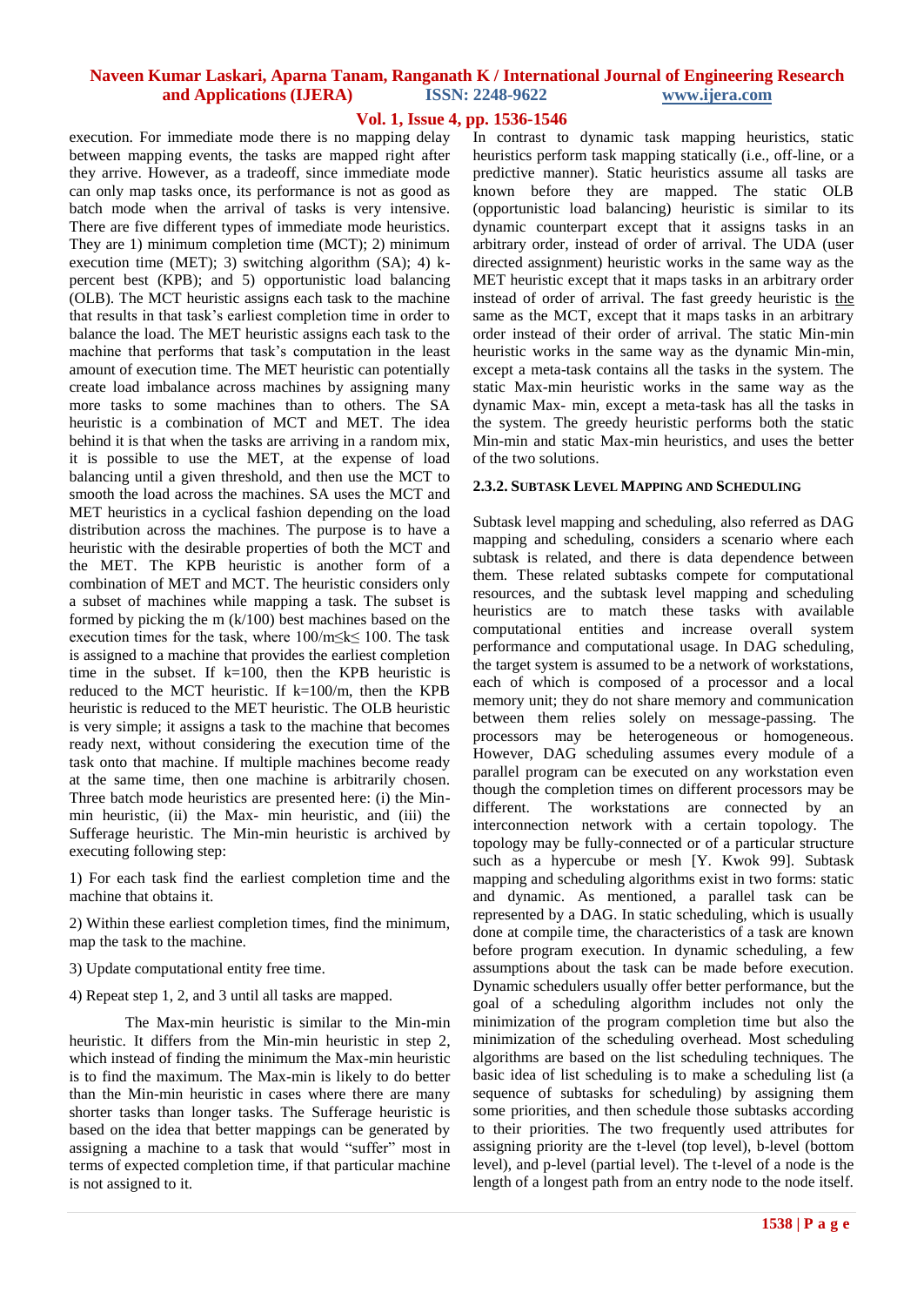execution. For immediate mode there is no mapping delay between mapping events, the tasks are mapped right after they arrive. However, as a tradeoff, since immediate mode can only map tasks once, its performance is not as good as batch mode when the arrival of tasks is very intensive. There are five different types of immediate mode heuristics. They are 1) minimum completion time (MCT); 2) minimum execution time (MET); 3) switching algorithm (SA); 4) k-percent best (KPB); and 5) opportunistic load balancing (OLB). The MCT heuristic assigns each task to the machine that results in that task's earliest completion time in order to balance the load. The MET heuristic assigns each task to the machine that performs that task's computation in the least amount of execution time. The MET heuristic can potentially create load imbalance across machines by assigning many more tasks to some machines than to others. The SA heuristic is a combination of MCT and MET. The idea behind it is that when the tasks are arriving in a random mix, it is possible to use the MET, at the expense of load balancing until a given threshold, and then use the MCT to smooth the load across the machines. SA uses the MCT and MET heuristics in a cyclical fashion depending on the load distribution across the machines. The purpose is to have a heuristic with the desirable properties of both the MCT and the MET. The KPB heuristic is another form of a combination of MET and MCT. The heuristic considers only a subset of machines while mapping a task. The subset is formed by picking the m (k/100) best machines based on the execution times for the task, where $100/m \leq k \leq 100$. The task is assigned to a machine that provides the earliest completion time in the subset. If k=100, then the KPB heuristic is reduced to the MCT heuristic. If k=100/m, then the KPB heuristic is reduced to the MET heuristic. The OLB heuristic is very simple; it assigns a task to the machine that becomes ready next, without considering the execution time of the task onto that machine. If multiple machines become ready at the same time, then one machine is arbitrarily chosen. Three batch mode heuristics are presented here: (i) the Min-min heuristic, (ii) the Max- min heuristic, and (iii) the Sufferage heuristic. The Min-min heuristic is archived by executing following step:

1) For each task find the earliest completion time and the machine that obtains it.

2) Within these earliest completion times, find the minimum, map the task to the machine.

3) Update computational entity free time.

4) Repeat step 1, 2, and 3 until all tasks are mapped.

The Max-min heuristic is similar to the Min-min heuristic. It differs from the Min-min heuristic in step 2, which instead of finding the minimum the Max-min heuristic is to find the maximum. The Max-min is likely to do better than the Min-min heuristic in cases where there are many shorter tasks than longer tasks. The Sufferage heuristic is based on the idea that better mappings can be generated by assigning a machine to a task that would "suffer" most in terms of expected completion time, if that particular machine is not assigned to it.

In contrast to dynamic task mapping heuristics, static heuristics perform task mapping statically (i.e., off-line, or a predictive manner). Static heuristics assume all tasks are known before they are mapped. The static OLB (opportunistic load balancing) heuristic is similar to its dynamic counterpart except that it assigns tasks in an arbitrary order, instead of order of arrival. The UDA (user directed assignment) heuristic works in the same way as the MET heuristic except that it maps tasks in an arbitrary order instead of order of arrival. The fast greedy heuristic is the same as the MCT, except that it maps tasks in an arbitrary order instead of their order of arrival. The static Min-min heuristic works in the same way as the dynamic Min-min, except a meta-task contains all the tasks in the system. The static Max-min heuristic works in the same way as the dynamic Max- min, except a meta-task has all the tasks in the system. The greedy heuristic performs both the static Min-min and static Max-min heuristics, and uses the better of the two solutions.

#### 2.3.2. Subtask Level Mapping and Scheduling

Subtask level mapping and scheduling, also referred as DAG mapping and scheduling, considers a scenario where each subtask is related, and there is data dependence between them. These related subtasks compete for computational resources, and the subtask level mapping and scheduling heuristics are to match these tasks with available computational entities and increase overall system performance and computational usage. In DAG scheduling, the target system is assumed to be a network of workstations, each of which is composed of a processor and a local memory unit; they do not share memory and communication between them relies solely on message-passing. The processors may be heterogeneous or homogeneous. However, DAG scheduling assumes every module of a parallel program can be executed on any workstation even though the completion times on different processors may be different. The workstations are connected by an interconnection network with a certain topology. The topology may be fully-connected or of a particular structure such as a hypercube or mesh [Y. Kwok 99]. Subtask mapping and scheduling algorithms exist in two forms: static and dynamic. As mentioned, a parallel task can be represented by a DAG. In static scheduling, which is usually done at compile time, the characteristics of a task are known before program execution. In dynamic scheduling, a few assumptions about the task can be made before execution. Dynamic schedulers usually offer better performance, but the goal of a scheduling algorithm includes not only the minimization of the program completion time but also the minimization of the scheduling overhead. Most scheduling algorithms are based on the list scheduling techniques. The basic idea of list scheduling is to make a scheduling list (a sequence of subtasks for scheduling) by assigning them some priorities, and then schedule those subtasks according to their priorities. The two frequently used attributes for assigning priority are the t-level (top level), b-level (bottom level), and p-level (partial level). The t-level of a node is the length of a longest path from an entry node to the node itself.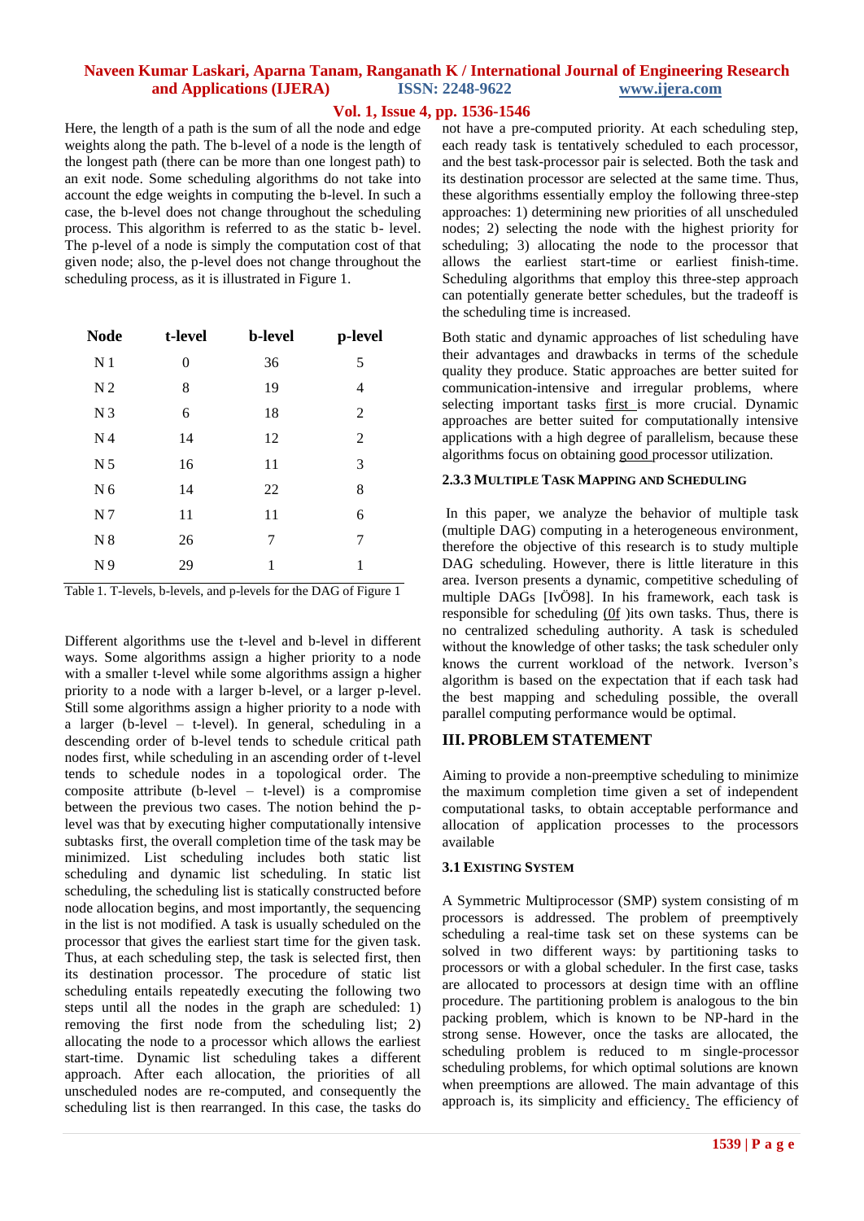Here, the length of a path is the sum of all the node and edge weights along the path. The b-level of a node is the length of the longest path (there can be more than one longest path) to an exit node. Some scheduling algorithms do not take into account the edge weights in computing the b-level. In such a case, the b-level does not change throughout the scheduling process. This algorithm is referred to as the static b- level. The p-level of a node is simply the computation cost of that given node; also, the p-level does not change throughout the scheduling process, as it is illustrated in Figure 1.

| Node | t-level | b-level | p-level |
|---|---|---|---|
| N 1 | 0 | 36 | 5 |
| N 2 | 8 | 19 | 4 |
| N 3 | 6 | 18 | 2 |
| N 4 | 14 | 12 | 2 |
| N 5 | 16 | 11 | 3 |
| N 6 | 14 | 22 | 8 |
| N 7 | 11 | 11 | 6 |
| N 8 | 26 | 7 | 7 |
| N 9 | 29 | 1 | 1 |

Table 1. T-levels, b-levels, and p-levels for the DAG of Figure 1

Different algorithms use the t-level and b-level in different ways. Some algorithms assign a higher priority to a node with a smaller t-level while some algorithms assign a higher priority to a node with a larger b-level, or a larger p-level. Still some algorithms assign a higher priority to a node with a larger (b-level – t-level). In general, scheduling in a descending order of b-level tends to schedule critical path nodes first, while scheduling in an ascending order of t-level tends to schedule nodes in a topological order. The composite attribute (b-level – t-level) is a compromise between the previous two cases. The notion behind the p-level was that by executing higher computationally intensive subtasks first, the overall completion time of the task may be minimized. List scheduling includes both static list scheduling and dynamic list scheduling. In static list scheduling, the scheduling list is statically constructed before node allocation begins, and most importantly, the sequencing in the list is not modified. A task is usually scheduled on the processor that gives the earliest start time for the given task. Thus, at each scheduling step, the task is selected first, then its destination processor. The procedure of static list scheduling entails repeatedly executing the following two steps until all the nodes in the graph are scheduled: 1) removing the first node from the scheduling list; 2) allocating the node to a processor which allows the earliest start-time. Dynamic list scheduling takes a different approach. After each allocation, the priorities of all unscheduled nodes are re-computed, and consequently the scheduling list is then rearranged. In this case, the tasks do not have a pre-computed priority. At each scheduling step, each ready task is tentatively scheduled to each processor, and the best task-processor pair is selected. Both the task and its destination processor are selected at the same time. Thus, these algorithms essentially employ the following three-step approaches: 1) determining new priorities of all unscheduled nodes; 2) selecting the node with the highest priority for scheduling; 3) allocating the node to the processor that allows the earliest start-time or earliest finish-time. Scheduling algorithms that employ this three-step approach can potentially generate better schedules, but the tradeoff is the scheduling time is increased.

Both static and dynamic approaches of list scheduling have their advantages and drawbacks in terms of the schedule quality they produce. Static approaches are better suited for communication-intensive and irregular problems, where selecting important tasks first is more crucial. Dynamic approaches are better suited for computationally intensive applications with a high degree of parallelism, because these algorithms focus on obtaining good processor utilization.

### 2.3.3 Multiple Task Mapping and Scheduling

In this paper, we analyze the behavior of multiple task (multiple DAG) computing in a heterogeneous environment, therefore the objective of this research is to study multiple DAG scheduling. However, there is little literature in this area. Iverson presents a dynamic, competitive scheduling of multiple DAGs [IvÖ98]. In his framework, each task is responsible for scheduling (0f )its own tasks. Thus, there is no centralized scheduling authority. A task is scheduled without the knowledge of other tasks; the task scheduler only knows the current workload of the network. Iverson's algorithm is based on the expectation that if each task had the best mapping and scheduling possible, the overall parallel computing performance would be optimal.

## III. PROBLEM STATEMENT

Aiming to provide a non-preemptive scheduling to minimize the maximum completion time given a set of independent computational tasks, to obtain acceptable performance and allocation of application processes to the processors available

### 3.1 Existing System

A Symmetric Multiprocessor (SMP) system consisting of m processors is addressed. The problem of preemptively scheduling a real-time task set on these systems can be solved in two different ways: by partitioning tasks to processors or with a global scheduler. In the first case, tasks are allocated to processors at design time with an offline procedure. The partitioning problem is analogous to the bin packing problem, which is known to be NP-hard in the strong sense. However, once the tasks are allocated, the scheduling problem is reduced to m single-processor scheduling problems, for which optimal solutions are known when preemptions are allowed. The main advantage of this approach is, its simplicity and efficiency. The efficiency of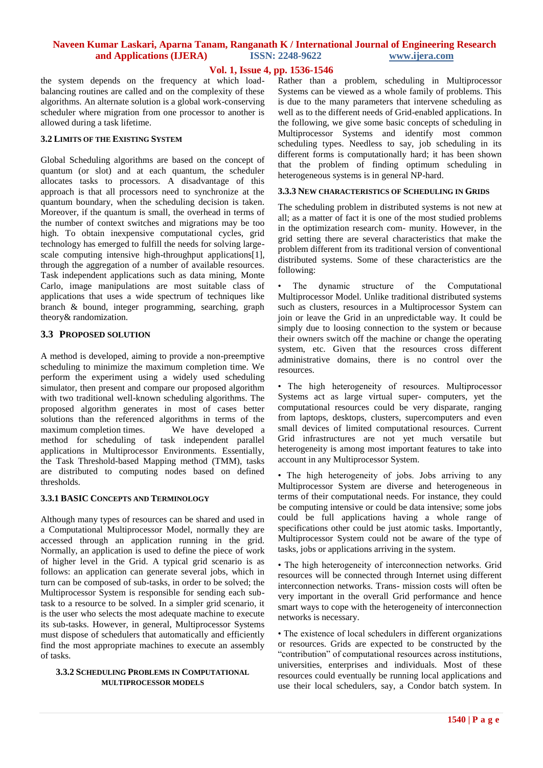the system depends on the frequency at which load-balancing routines are called and on the complexity of these algorithms. An alternate solution is a global work-conserving scheduler where migration from one processor to another is allowed during a task lifetime.

### 3.2 LIMITS OF THE EXISTING SYSTEM

Global Scheduling algorithms are based on the concept of quantum (or slot) and at each quantum, the scheduler allocates tasks to processors. A disadvantage of this approach is that all processors need to synchronize at the quantum boundary, when the scheduling decision is taken. Moreover, if the quantum is small, the overhead in terms of the number of context switches and migrations may be too high. To obtain inexpensive computational cycles, grid technology has emerged to fulfill the needs for solving large-scale computing intensive high-throughput applications[1], through the aggregation of a number of available resources. Task independent applications such as data mining, Monte Carlo, image manipulations are most suitable class of applications that uses a wide spectrum of techniques like branch & bound, integer programming, searching, graph theory& randomization.

## 3.3 PROPOSED SOLUTION

A method is developed, aiming to provide a non-preemptive scheduling to minimize the maximum completion time. We perform the experiment using a widely used scheduling simulator, then present and compare our proposed algorithm with two traditional well-known scheduling algorithms. The proposed algorithm generates in most of cases better solutions than the referenced algorithms in terms of the maximum completion times. We have developed a method for scheduling of task independent parallel applications in Multiprocessor Environments. Essentially, the Task Threshold-based Mapping method (TMM), tasks are distributed to computing nodes based on defined thresholds.

### 3.3.1 BASIC CONCEPTS AND TERMINOLOGY

Although many types of resources can be shared and used in a Computational Multiprocessor Model, normally they are accessed through an application running in the grid. Normally, an application is used to define the piece of work of higher level in the Grid. A typical grid scenario is as follows: an application can generate several jobs, which in turn can be composed of sub-tasks, in order to be solved; the Multiprocessor System is responsible for sending each sub-task to a resource to be solved. In a simpler grid scenario, it is the user who selects the most adequate machine to execute its sub-tasks. However, in general, Multiprocessor Systems must dispose of schedulers that automatically and efficiently find the most appropriate machines to execute an assembly of tasks.

### 3.3.2 SCHEDULING PROBLEMS IN COMPUTATIONAL MULTIPROCESSOR MODELS

Rather than a problem, scheduling in Multiprocessor Systems can be viewed as a whole family of problems. This is due to the many parameters that intervene scheduling as well as to the different needs of Grid-enabled applications. In the following, we give some basic concepts of scheduling in Multiprocessor Systems and identify most common scheduling types. Needless to say, job scheduling in its different forms is computationally hard; it has been shown that the problem of finding optimum scheduling in heterogeneous systems is in general NP-hard.

### 3.3.3 NEW CHARACTERISTICS OF SCHEDULING IN GRIDS

The scheduling problem in distributed systems is not new at all; as a matter of fact it is one of the most studied problems in the optimization research com- munity. However, in the grid setting there are several characteristics that make the problem different from its traditional version of conventional distributed systems. Some of these characteristics are the following:

- The dynamic structure of the Computational Multiprocessor Model. Unlike traditional distributed systems such as clusters, resources in a Multiprocessor System can join or leave the Grid in an unpredictable way. It could be simply due to loosing connection to the system or because their owners switch off the machine or change the operating system, etc. Given that the resources cross different administrative domains, there is no control over the resources.

- The high heterogeneity of resources. Multiprocessor Systems act as large virtual super- computers, yet the computational resources could be very disparate, ranging from laptops, desktops, clusters, supercomputers and even small devices of limited computational resources. Current Grid infrastructures are not yet much versatile but heterogeneity is among most important features to take into account in any Multiprocessor System.

- The high heterogeneity of jobs. Jobs arriving to any Multiprocessor System are diverse and heterogeneous in terms of their computational needs. For instance, they could be computing intensive or could be data intensive; some jobs could be full applications having a whole range of specifications other could be just atomic tasks. Importantly, Multiprocessor System could not be aware of the type of tasks, jobs or applications arriving in the system.

- The high heterogeneity of interconnection networks. Grid resources will be connected through Internet using different interconnection networks. Trans- mission costs will often be very important in the overall Grid performance and hence smart ways to cope with the heterogeneity of interconnection networks is necessary.

- The existence of local schedulers in different organizations or resources. Grids are expected to be constructed by the "contribution" of computational resources across institutions, universities, enterprises and individuals. Most of these resources could eventually be running local applications and use their local schedulers, say, a Condor batch system. In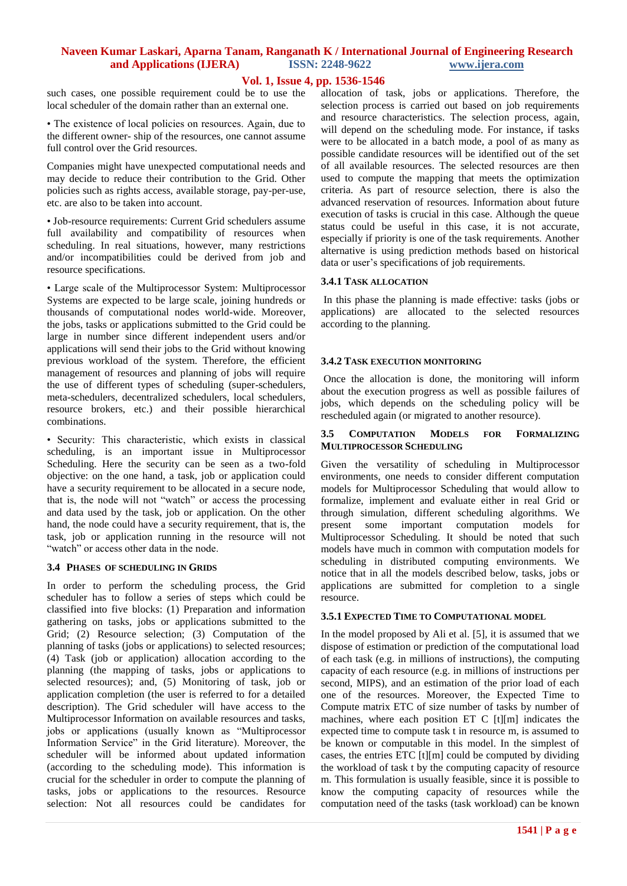such cases, one possible requirement could be to use the local scheduler of the domain rather than an external one.

• The existence of local policies on resources. Again, due to the different owner- ship of the resources, one cannot assume full control over the Grid resources.

Companies might have unexpected computational needs and may decide to reduce their contribution to the Grid. Other policies such as rights access, available storage, pay-per-use, etc. are also to be taken into account.

• Job-resource requirements: Current Grid schedulers assume full availability and compatibility of resources when scheduling. In real situations, however, many restrictions and/or incompatibilities could be derived from job and resource specifications.

• Large scale of the Multiprocessor System: Multiprocessor Systems are expected to be large scale, joining hundreds or thousands of computational nodes world-wide. Moreover, the jobs, tasks or applications submitted to the Grid could be large in number since different independent users and/or applications will send their jobs to the Grid without knowing previous workload of the system. Therefore, the efficient management of resources and planning of jobs will require the use of different types of scheduling (super-schedulers, meta-schedulers, decentralized schedulers, local schedulers, resource brokers, etc.) and their possible hierarchical combinations.

• Security: This characteristic, which exists in classical scheduling, is an important issue in Multiprocessor Scheduling. Here the security can be seen as a two-fold objective: on the one hand, a task, job or application could have a security requirement to be allocated in a secure node, that is, the node will not "watch" or access the processing and data used by the task, job or application. On the other hand, the node could have a security requirement, that is, the task, job or application running in the resource will not "watch" or access other data in the node.

### 3.4 Phases of Scheduling in Grids

In order to perform the scheduling process, the Grid scheduler has to follow a series of steps which could be classified into five blocks: (1) Preparation and information gathering on tasks, jobs or applications submitted to the Grid; (2) Resource selection; (3) Computation of the planning of tasks (jobs or applications) to selected resources; (4) Task (job or application) allocation according to the planning (the mapping of tasks, jobs or applications to selected resources); and, (5) Monitoring of task, job or application completion (the user is referred to for a detailed description). The Grid scheduler will have access to the Multiprocessor Information on available resources and tasks, jobs or applications (usually known as "Multiprocessor Information Service" in the Grid literature). Moreover, the scheduler will be informed about updated information (according to the scheduling mode). This information is crucial for the scheduler in order to compute the planning of tasks, jobs or applications to the resources. Resource selection: Not all resources could be candidates for allocation of task, jobs or applications. Therefore, the selection process is carried out based on job requirements and resource characteristics. The selection process, again, will depend on the scheduling mode. For instance, if tasks were to be allocated in a batch mode, a pool of as many as possible candidate resources will be identified out of the set of all available resources. The selected resources are then used to compute the mapping that meets the optimization criteria. As part of resource selection, there is also the advanced reservation of resources. Information about future execution of tasks is crucial in this case. Although the queue status could be useful in this case, it is not accurate, especially if priority is one of the task requirements. Another alternative is using prediction methods based on historical data or user's specifications of job requirements.

#### 3.4.1 Task allocation

In this phase the planning is made effective: tasks (jobs or applications) are allocated to the selected resources according to the planning.

#### 3.4.2 Task execution monitoring

Once the allocation is done, the monitoring will inform about the execution progress as well as possible failures of jobs, which depends on the scheduling policy will be rescheduled again (or migrated to another resource).

### 3.5 Computation Models for Formalizing Multiprocessor Scheduling

Given the versatility of scheduling in Multiprocessor environments, one needs to consider different computation models for Multiprocessor Scheduling that would allow to formalize, implement and evaluate either in real Grid or through simulation, different scheduling algorithms. We present some important computation models for Multiprocessor Scheduling. It should be noted that such models have much in common with computation models for scheduling in distributed computing environments. We notice that in all the models described below, tasks, jobs or applications are submitted for completion to a single resource.

#### 3.5.1 Expected Time to Computational model

In the model proposed by Ali et al. [5], it is assumed that we dispose of estimation or prediction of the computational load of each task (e.g. in millions of instructions), the computing capacity of each resource (e.g. in millions of instructions per second, MIPS), and an estimation of the prior load of each one of the resources. Moreover, the Expected Time to Compute matrix ETC of size number of tasks by number of machines, where each position ET C [t][m] indicates the expected time to compute task t in resource m, is assumed to be known or computable in this model. In the simplest of cases, the entries ETC [t][m] could be computed by dividing the workload of task t by the computing capacity of resource m. This formulation is usually feasible, since it is possible to know the computing capacity of resources while the computation need of the tasks (task workload) can be known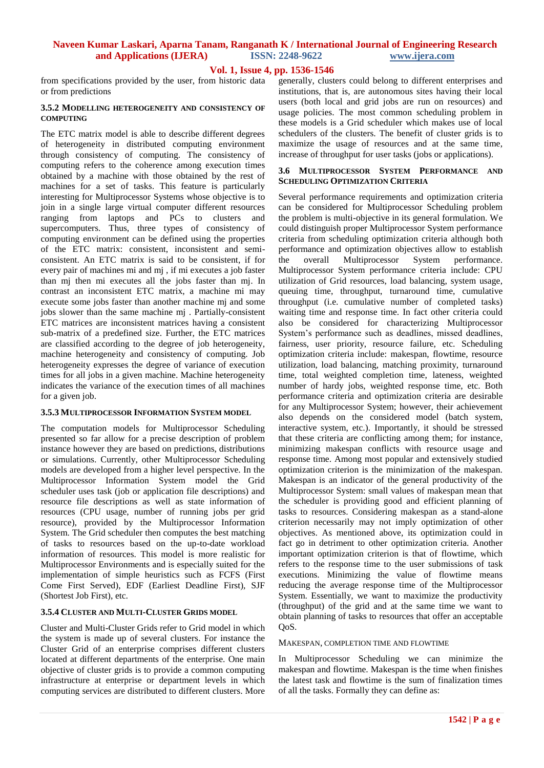from specifications provided by the user, from historic data or from predictions

### 3.5.2 MODELLING HETEROGENEITY AND CONSISTENCY OF COMPUTING

The ETC matrix model is able to describe different degrees of heterogeneity in distributed computing environment through consistency of computing. The consistency of computing refers to the coherence among execution times obtained by a machine with those obtained by the rest of machines for a set of tasks. This feature is particularly interesting for Multiprocessor Systems whose objective is to join in a single large virtual computer different resources ranging from laptops and PCs to clusters and supercomputers. Thus, three types of consistency of computing environment can be defined using the properties of the ETC matrix: consistent, inconsistent and semi-consistent. An ETC matrix is said to be consistent, if for every pair of machines mi and mj , if mi executes a job faster than mj then mi executes all the jobs faster than mj. In contrast an inconsistent ETC matrix, a machine mi may execute some jobs faster than another machine mj and some jobs slower than the same machine mj . Partially-consistent ETC matrices are inconsistent matrices having a consistent sub-matrix of a predefined size. Further, the ETC matrices are classified according to the degree of job heterogeneity, machine heterogeneity and consistency of computing. Job heterogeneity expresses the degree of variance of execution times for all jobs in a given machine. Machine heterogeneity indicates the variance of the execution times of all machines for a given job.

### 3.5.3 MULTIPROCESSOR INFORMATION SYSTEM MODEL

The computation models for Multiprocessor Scheduling presented so far allow for a precise description of problem instance however they are based on predictions, distributions or simulations. Currently, other Multiprocessor Scheduling models are developed from a higher level perspective. In the Multiprocessor Information System model the Grid scheduler uses task (job or application file descriptions) and resource file descriptions as well as state information of resources (CPU usage, number of running jobs per grid resource), provided by the Multiprocessor Information System. The Grid scheduler then computes the best matching of tasks to resources based on the up-to-date workload information of resources. This model is more realistic for Multiprocessor Environments and is especially suited for the implementation of simple heuristics such as FCFS (First Come First Served), EDF (Earliest Deadline First), SJF (Shortest Job First), etc.

### 3.5.4 CLUSTER AND MULTI-CLUSTER GRIDS MODEL

Cluster and Multi-Cluster Grids refer to Grid model in which the system is made up of several clusters. For instance the Cluster Grid of an enterprise comprises different clusters located at different departments of the enterprise. One main objective of cluster grids is to provide a common computing infrastructure at enterprise or department levels in which computing services are distributed to different clusters. More generally, clusters could belong to different enterprises and institutions, that is, are autonomous sites having their local users (both local and grid jobs are run on resources) and usage policies. The most common scheduling problem in these models is a Grid scheduler which makes use of local schedulers of the clusters. The benefit of cluster grids is to maximize the usage of resources and at the same time, increase of throughput for user tasks (jobs or applications).

## 3.6 MULTIPROCESSOR SYSTEM PERFORMANCE AND SCHEDULING OPTIMIZATION CRITERIA

Several performance requirements and optimization criteria can be considered for Multiprocessor Scheduling problem the problem is multi-objective in its general formulation. We could distinguish proper Multiprocessor System performance criteria from scheduling optimization criteria although both performance and optimization objectives allow to establish the overall Multiprocessor System performance. Multiprocessor System performance criteria include: CPU utilization of Grid resources, load balancing, system usage, queuing time, throughput, turnaround time, cumulative throughput (i.e. cumulative number of completed tasks) waiting time and response time. In fact other criteria could also be considered for characterizing Multiprocessor System's performance such as deadlines, missed deadlines, fairness, user priority, resource failure, etc. Scheduling optimization criteria include: makespan, flowtime, resource utilization, load balancing, matching proximity, turnaround time, total weighted completion time, lateness, weighted number of hardy jobs, weighted response time, etc. Both performance criteria and optimization criteria are desirable for any Multiprocessor System; however, their achievement also depends on the considered model (batch system, interactive system, etc.). Importantly, it should be stressed that these criteria are conflicting among them; for instance, minimizing makespan conflicts with resource usage and response time. Among most popular and extensively studied optimization criterion is the minimization of the makespan. Makespan is an indicator of the general productivity of the Multiprocessor System: small values of makespan mean that the scheduler is providing good and efficient planning of tasks to resources. Considering makespan as a stand-alone criterion necessarily may not imply optimization of other objectives. As mentioned above, its optimization could in fact go in detriment to other optimization criteria. Another important optimization criterion is that of flowtime, which refers to the response time to the user submissions of task executions. Minimizing the value of flowtime means reducing the average response time of the Multiprocessor System. Essentially, we want to maximize the productivity (throughput) of the grid and at the same time we want to obtain planning of tasks to resources that offer an acceptable QoS.

#### MAKESPAN, COMPLETION TIME AND FLOWTIME

In Multiprocessor Scheduling we can minimize the makespan and flowtime. Makespan is the time when finishes the latest task and flowtime is the sum of finalization times of all the tasks. Formally they can define as: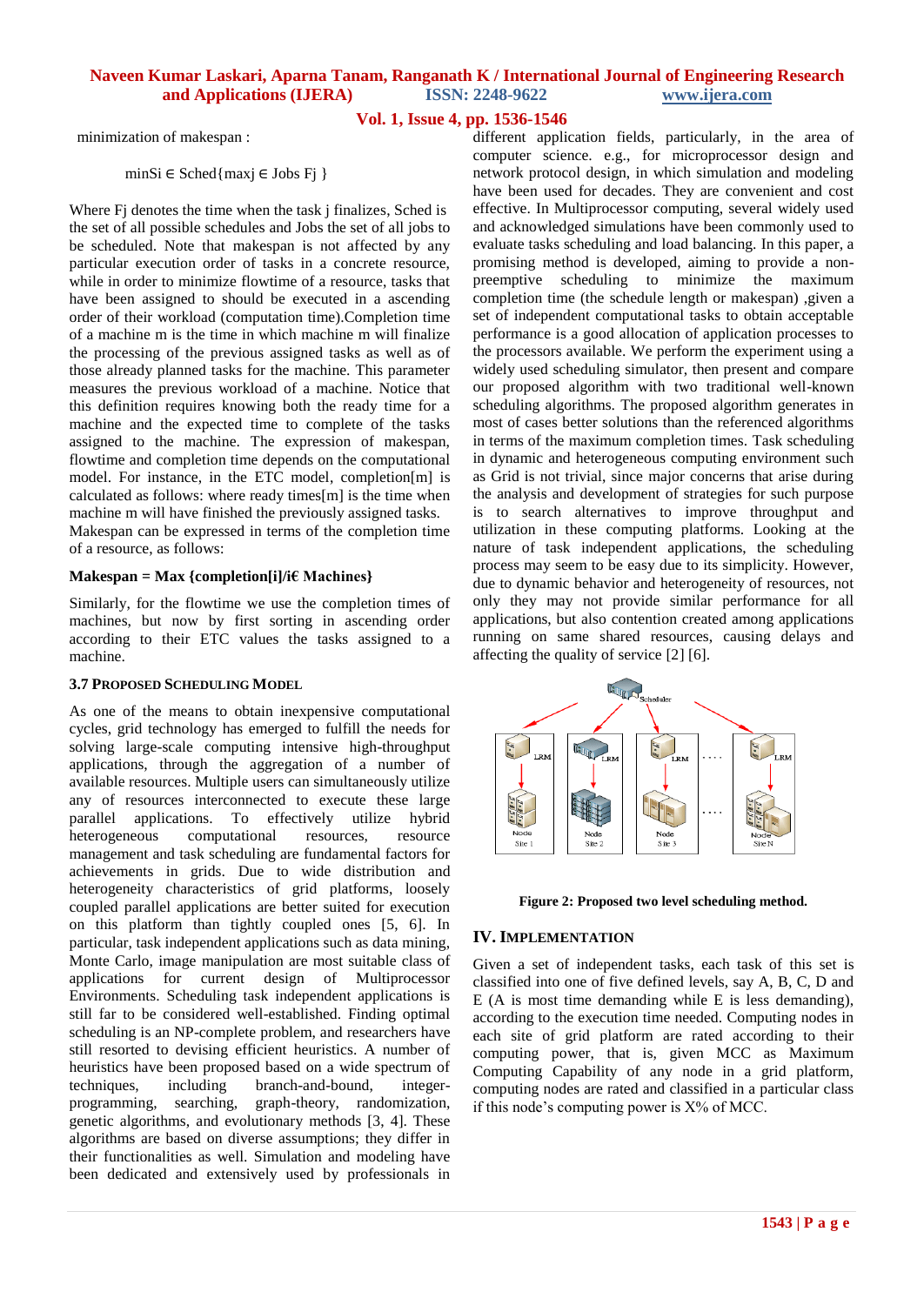minimization of makespan :

$$\min_{S_i \in Sched}\{\max_{j \in Jobs} F_j\}$$

Where Fj denotes the time when the task j finalizes, Sched is the set of all possible schedules and Jobs the set of all jobs to be scheduled. Note that makespan is not affected by any particular execution order of tasks in a concrete resource, while in order to minimize flowtime of a resource, tasks that have been assigned to should be executed in a ascending order of their workload (computation time).Completion time of a machine m is the time in which machine m will finalize the processing of the previous assigned tasks as well as of those already planned tasks for the machine. This parameter measures the previous workload of a machine. Notice that this definition requires knowing both the ready time for a machine and the expected time to complete of the tasks assigned to the machine. The expression of makespan, flowtime and completion time depends on the computational model. For instance, in the ETC model, completion[m] is calculated as follows: where ready times[m] is the time when machine m will have finished the previously assigned tasks.
Makespan can be expressed in terms of the completion time of a resource, as follows:

**Makespan = Max {completion[i]/i€ Machines}**

Similarly, for the flowtime we use the completion times of machines, but now by first sorting in ascending order according to their ETC values the tasks assigned to a machine.

### 3.7 Proposed Scheduling Model

As one of the means to obtain inexpensive computational cycles, grid technology has emerged to fulfill the needs for solving large-scale computing intensive high-throughput applications, through the aggregation of a number of available resources. Multiple users can simultaneously utilize any of resources interconnected to execute these large parallel applications. To effectively utilize hybrid heterogeneous computational resources, resource management and task scheduling are fundamental factors for achievements in grids. Due to wide distribution and heterogeneity characteristics of grid platforms, loosely coupled parallel applications are better suited for execution on this platform than tightly coupled ones [5, 6]. In particular, task independent applications such as data mining, Monte Carlo, image manipulation are most suitable class of applications for current design of Multiprocessor Environments. Scheduling task independent applications is still far to be considered well-established. Finding optimal scheduling is an NP-complete problem, and researchers have still resorted to devising efficient heuristics. A number of heuristics have been proposed based on a wide spectrum of techniques, including branch-and-bound, integer-programming, searching, graph-theory, randomization, genetic algorithms, and evolutionary methods [3, 4]. These algorithms are based on diverse assumptions; they differ in their functionalities as well. Simulation and modeling have been dedicated and extensively used by professionals in different application fields, particularly, in the area of computer science. e.g., for microprocessor design and network protocol design, in which simulation and modeling have been used for decades. They are convenient and cost effective. In Multiprocessor computing, several widely used and acknowledged simulations have been commonly used to evaluate tasks scheduling and load balancing. In this paper, a promising method is developed, aiming to provide a non-preemptive scheduling to minimize the maximum completion time (the schedule length or makespan) ,given a set of independent computational tasks to obtain acceptable performance is a good allocation of application processes to the processors available. We perform the experiment using a widely used scheduling simulator, then present and compare our proposed algorithm with two traditional well-known scheduling algorithms. The proposed algorithm generates in most of cases better solutions than the referenced algorithms in terms of the maximum completion times. Task scheduling in dynamic and heterogeneous computing environment such as Grid is not trivial, since major concerns that arise during the analysis and development of strategies for such purpose is to search alternatives to improve throughput and utilization in these computing platforms. Looking at the nature of task independent applications, the scheduling process may seem to be easy due to its simplicity. However, due to dynamic behavior and heterogeneity of resources, not only they may not provide similar performance for all applications, but also contention created among applications running on same shared resources, causing delays and affecting the quality of service [2] [6].

**Figure 2: Proposed two level scheduling method.**

## IV. Implementation

Given a set of independent tasks, each task of this set is classified into one of five defined levels, say A, B, C, D and E (A is most time demanding while E is less demanding), according to the execution time needed. Computing nodes in each site of grid platform are rated according to their computing power, that is, given MCC as Maximum Computing Capability of any node in a grid platform, computing nodes are rated and classified in a particular class if this node's computing power is X% of MCC.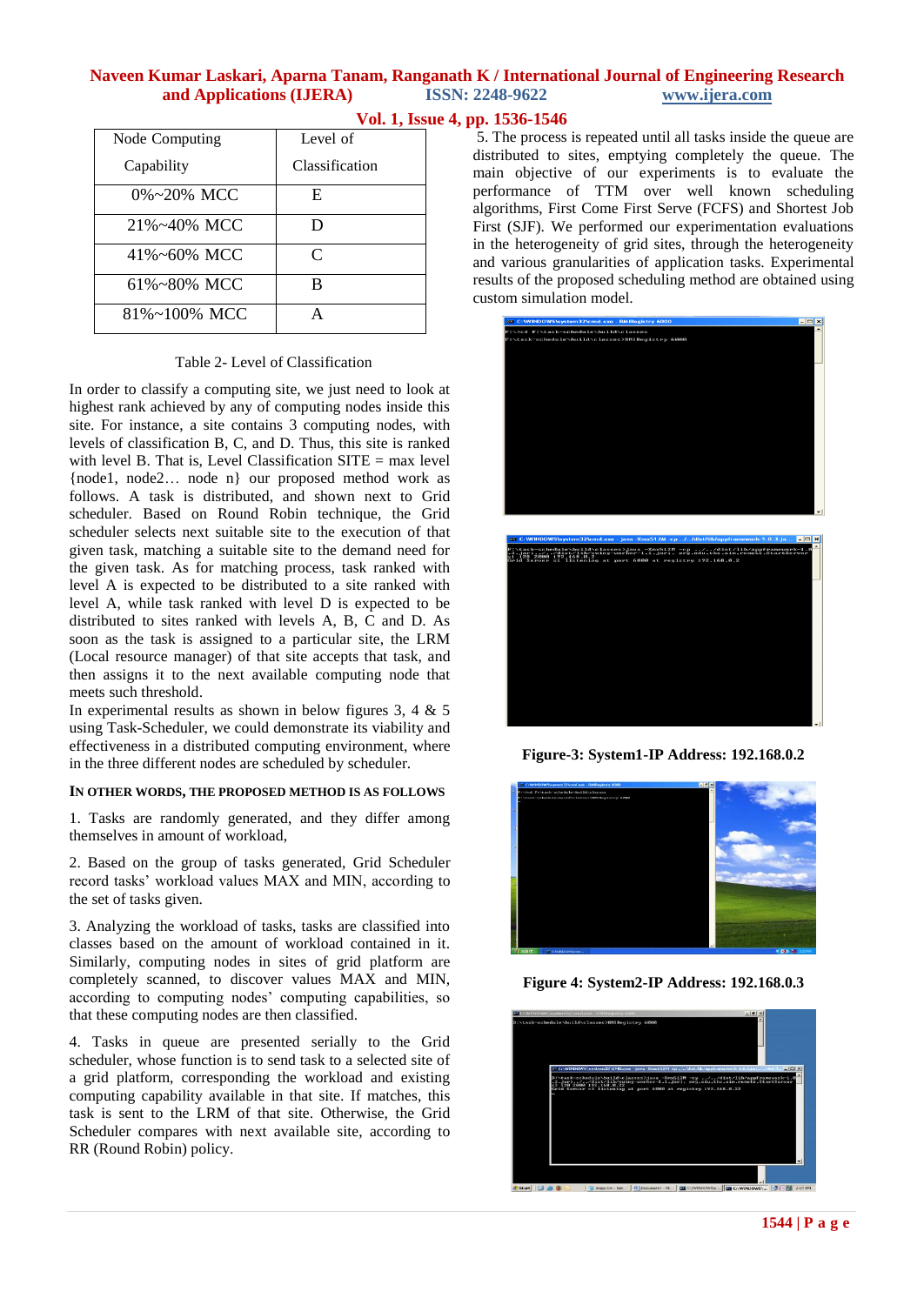| Node Computing Capability | Level of Classification |
|---|---|
| 0%~20% MCC | E |
| 21%~40% MCC | D |
| 41%~60% MCC | C |
| 61%~80% MCC | B |
| 81%~100% MCC | A |

Table 2- Level of Classification

In order to classify a computing site, we just need to look at highest rank achieved by any of computing nodes inside this site. For instance, a site contains 3 computing nodes, with levels of classification B, C, and D. Thus, this site is ranked with level B. That is, Level Classification SITE = max level {node1, node2… node n} our proposed method work as follows. A task is distributed, and shown next to Grid scheduler. Based on Round Robin technique, the Grid scheduler selects next suitable site to the execution of that given task, matching a suitable site to the demand need for the given task. As for matching process, task ranked with level A is expected to be distributed to a site ranked with level A, while task ranked with level D is expected to be distributed to sites ranked with levels A, B, C and D. As soon as the task is assigned to a particular site, the LRM (Local resource manager) of that site accepts that task, and then assigns it to the next available computing node that meets such threshold.

In experimental results as shown in below figures 3, 4 & 5 using Task-Scheduler, we could demonstrate its viability and effectiveness in a distributed computing environment, where in the three different nodes are scheduled by scheduler.

### IN OTHER WORDS, THE PROPOSED METHOD IS AS FOLLOWS

1. Tasks are randomly generated, and they differ among themselves in amount of workload,

2. Based on the group of tasks generated, Grid Scheduler record tasks' workload values MAX and MIN, according to the set of tasks given.

3. Analyzing the workload of tasks, tasks are classified into classes based on the amount of workload contained in it. Similarly, computing nodes in sites of grid platform are completely scanned, to discover values MAX and MIN, according to computing nodes' computing capabilities, so that these computing nodes are then classified.

4. Tasks in queue are presented serially to the Grid scheduler, whose function is to send task to a selected site of a grid platform, corresponding the workload and existing computing capability available in that site. If matches, this task is sent to the LRM of that site. Otherwise, the Grid Scheduler compares with next available site, according to RR (Round Robin) policy.

5. The process is repeated until all tasks inside the queue are distributed to sites, emptying completely the queue. The main objective of our experiments is to evaluate the performance of TTM over well known scheduling algorithms, First Come First Serve (FCFS) and Shortest Job First (SJF). We performed our experimentation evaluations in the heterogeneity of grid sites, through the heterogeneity and various granularities of application tasks. Experimental results of the proposed scheduling method are obtained using custom simulation model.

**Figure-3: System1-IP Address: 192.168.0.2**

**Figure 4: System2-IP Address: 192.168.0.3**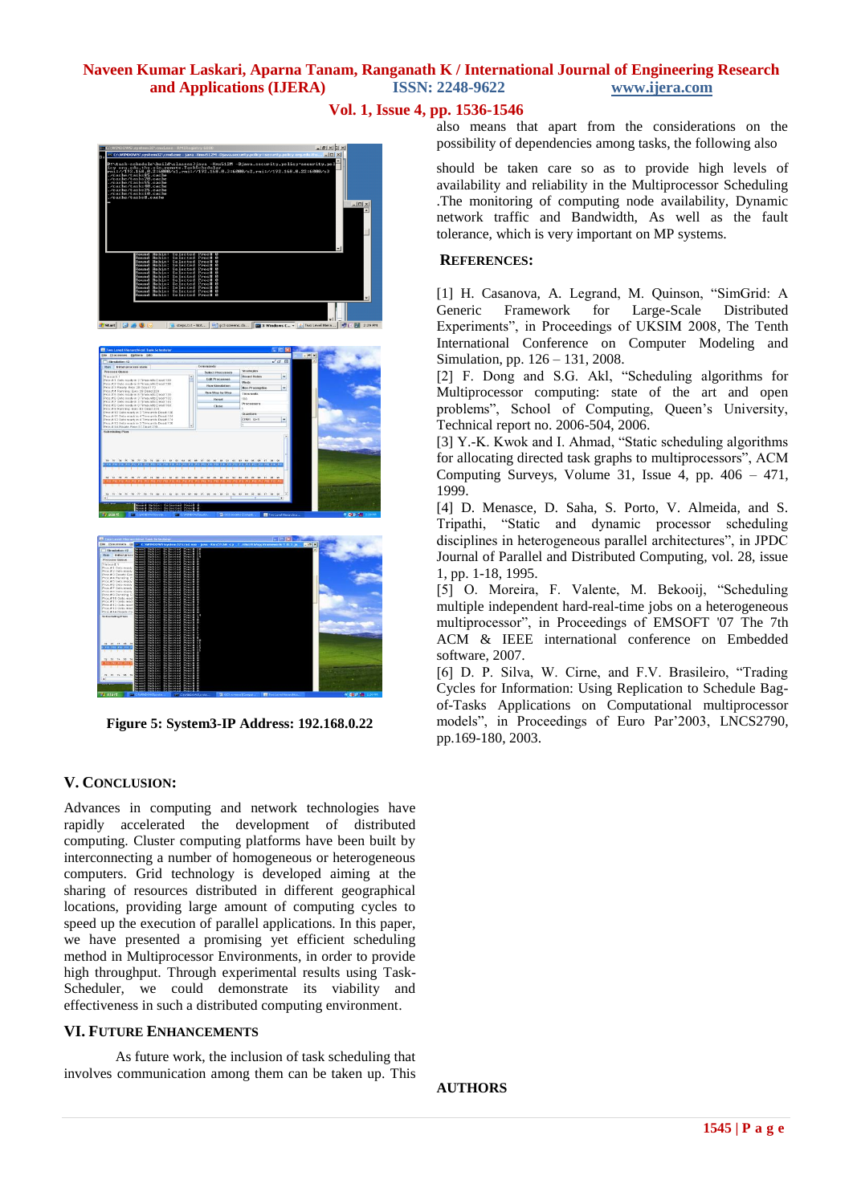Figure 5: System3-IP Address: 192.168.0.22

## V. CONCLUSION:

Advances in computing and network technologies have rapidly accelerated the development of distributed computing. Cluster computing platforms have been built by interconnecting a number of homogeneous or heterogeneous computers. Grid technology is developed aiming at the sharing of resources distributed in different geographical locations, providing large amount of computing cycles to speed up the execution of parallel applications. In this paper, we have presented a promising yet efficient scheduling method in Multiprocessor Environments, in order to provide high throughput. Through experimental results using Task-Scheduler, we could demonstrate its viability and effectiveness in such a distributed computing environment.

## VI. FUTURE ENHANCEMENTS

As future work, the inclusion of task scheduling that involves communication among them can be taken up. This also means that apart from the considerations on the possibility of dependencies among tasks, the following also

should be taken care so as to provide high levels of availability and reliability in the Multiprocessor Scheduling .The monitoring of computing node availability, Dynamic network traffic and Bandwidth, As well as the fault tolerance, which is very important on MP systems.

## REFERENCES:

[1] H. Casanova, A. Legrand, M. Quinson, "SimGrid: A Generic Framework for Large-Scale Distributed Experiments", in Proceedings of UKSIM 2008, The Tenth International Conference on Computer Modeling and Simulation, pp. 126 – 131, 2008.
[2] F. Dong and S.G. Akl, "Scheduling algorithms for Multiprocessor computing: state of the art and open problems", School of Computing, Queen's University, Technical report no. 2006-504, 2006.
[3] Y.-K. Kwok and I. Ahmad, "Static scheduling algorithms for allocating directed task graphs to multiprocessors", ACM Computing Surveys, Volume 31, Issue 4, pp. 406 – 471, 1999.
[4] D. Menasce, D. Saha, S. Porto, V. Almeida, and S. Tripathi, "Static and dynamic processor scheduling disciplines in heterogeneous parallel architectures", in JPDC Journal of Parallel and Distributed Computing, vol. 28, issue 1, pp. 1-18, 1995.
[5] O. Moreira, F. Valente, M. Bekooij, "Scheduling multiple independent hard-real-time jobs on a heterogeneous multiprocessor", in Proceedings of EMSOFT '07 The 7th ACM & IEEE international conference on Embedded software, 2007.
[6] D. P. Silva, W. Cirne, and F.V. Brasileiro, "Trading Cycles for Information: Using Replication to Schedule Bag-of-Tasks Applications on Computational multiprocessor models", in Proceedings of Euro Par'2003, LNCS2790, pp.169-180, 2003.

**AUTHORS**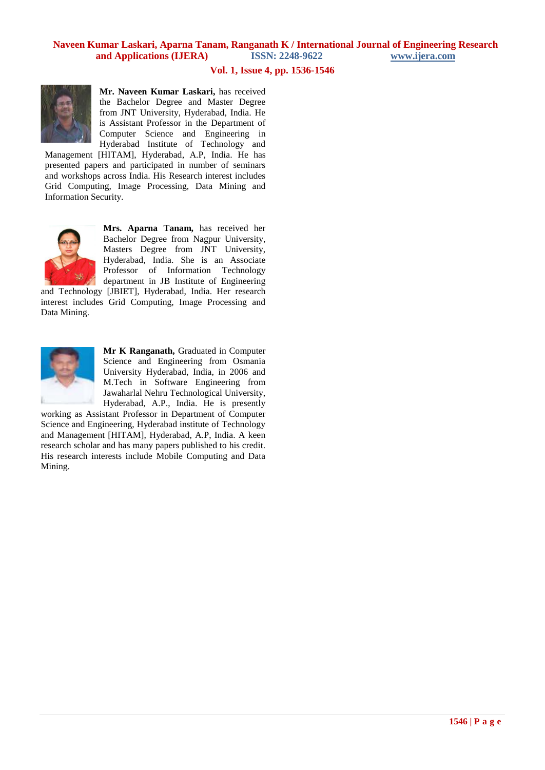**Mr. Naveen Kumar Laskari,** has received the Bachelor Degree and Master Degree from JNT University, Hyderabad, India. He is Assistant Professor in the Department of Computer Science and Engineering in Hyderabad Institute of Technology and Management [HITAM], Hyderabad, A.P, India. He has presented papers and participated in number of seminars and workshops across India. His Research interest includes Grid Computing, Image Processing, Data Mining and Information Security.

**Mrs. Aparna Tanam,** has received her Bachelor Degree from Nagpur University, Masters Degree from JNT University, Hyderabad, India. She is an Associate Professor of Information Technology department in JB Institute of Engineering and Technology [JBIET], Hyderabad, India. Her research interest includes Grid Computing, Image Processing and Data Mining.

**Mr K Ranganath,** Graduated in Computer Science and Engineering from Osmania University Hyderabad, India, in 2006 and M.Tech in Software Engineering from Jawaharlal Nehru Technological University, Hyderabad, A.P., India. He is presently working as Assistant Professor in Department of Computer Science and Engineering, Hyderabad institute of Technology and Management [HITAM], Hyderabad, A.P, India. A keen research scholar and has many papers published to his credit. His research interests include Mobile Computing and Data Mining.